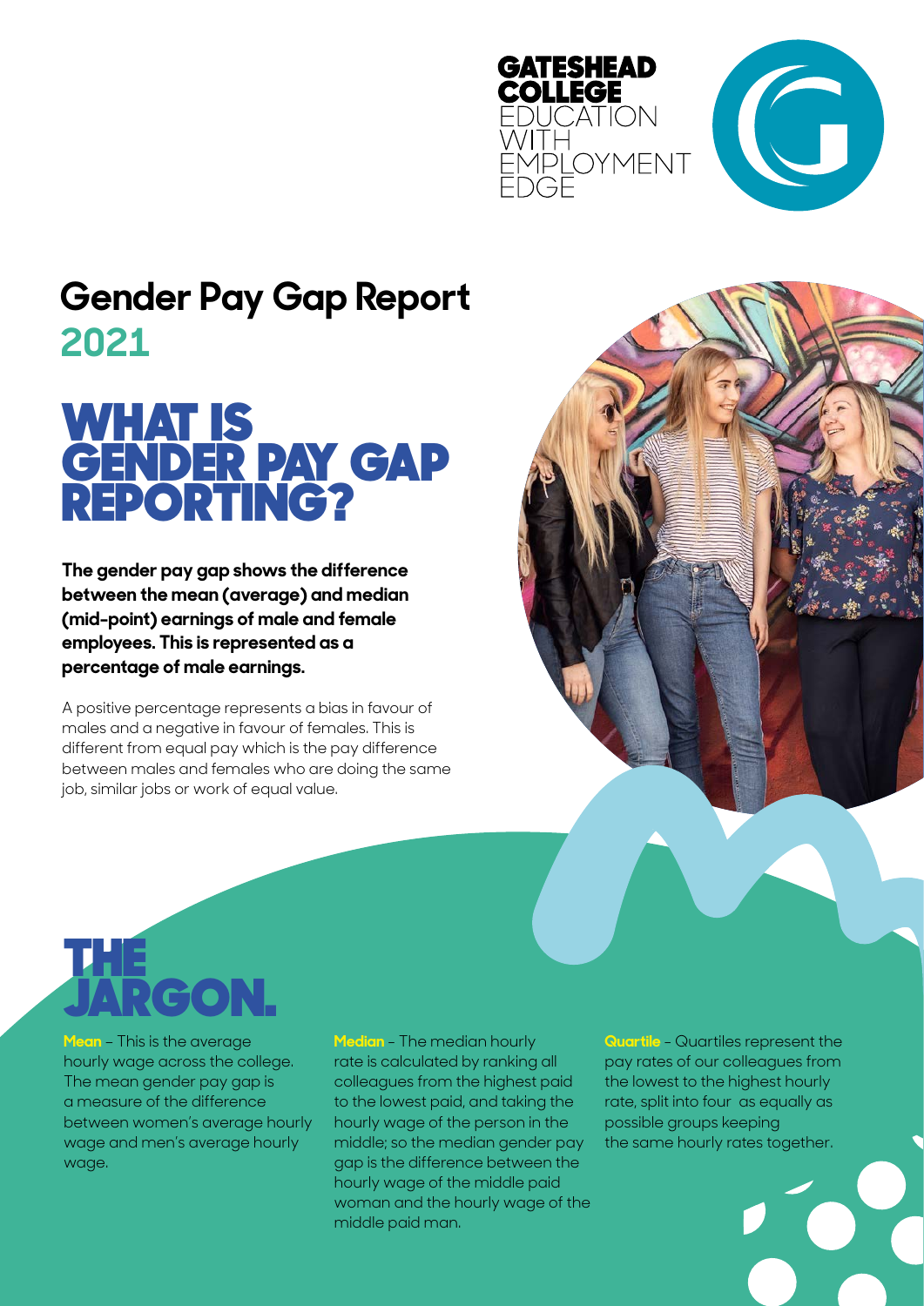GATESHEAD COLLEGE
EDUCATION WITH EMPLOYMENT EDGE

# Gender Pay Gap Report 2021

## WHAT IS GENDER PAY GAP REPORTING?

**The gender pay gap shows the difference between the mean (average) and median (mid-point) earnings of male and female employees. This is represented as a percentage of male earnings.**

A positive percentage represents a bias in favour of males and a negative in favour of females. This is different from equal pay which is the pay difference between males and females who are doing the same job, similar jobs or work of equal value.

## THE JARGON.

**Mean** – This is the average hourly wage across the college. The mean gender pay gap is a measure of the difference between women's average hourly wage and men's average hourly wage.

**Median** – The median hourly rate is calculated by ranking all colleagues from the highest paid to the lowest paid, and taking the hourly wage of the person in the middle; so the median gender pay gap is the difference between the hourly wage of the middle paid woman and the hourly wage of the middle paid man.

**Quartile** – Quartiles represent the pay rates of our colleagues from the lowest to the highest hourly rate, split into four as equally as possible groups keeping the same hourly rates together.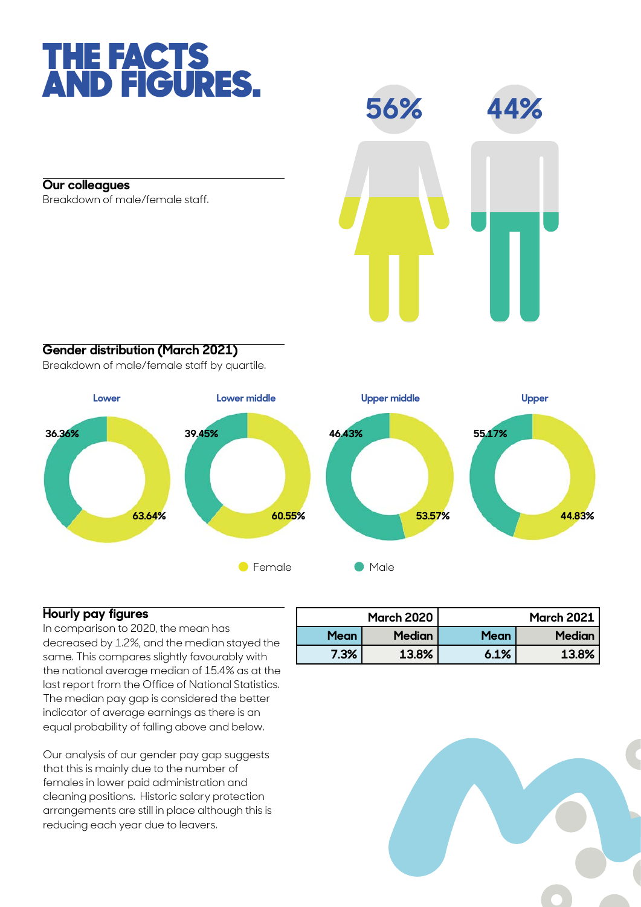# THE FACTS AND FIGURES.

## Our colleagues

Breakdown of male/female staff.

56%

44%

## Gender distribution (March 2021)

Breakdown of male/female staff by quartile.

| Quartile | Female | Male |
|---|---|---|
| Lower | 63.64% | 36.36% |
| Lower middle | 60.55% | 39.45% |
| Upper middle | 53.57% | 46.43% |
| Upper | 44.83% | 55.17% |

## Hourly pay figures

In comparison to 2020, the mean has decreased by 1.2%, and the median stayed the same. This compares slightly favourably with the national average median of 15.4% as at the last report from the Office of National Statistics. The median pay gap is considered the better indicator of average earnings as there is an equal probability of falling above and below.

Our analysis of our gender pay gap suggests that this is mainly due to the number of females in lower paid administration and cleaning positions. Historic salary protection arrangements are still in place although this is reducing each year due to leavers.

| March 2020 | | March 2021 | |
|---|---|---|---|
| Mean | Median | Mean | Median |
| 7.3% | 13.8% | 6.1% | 13.8% |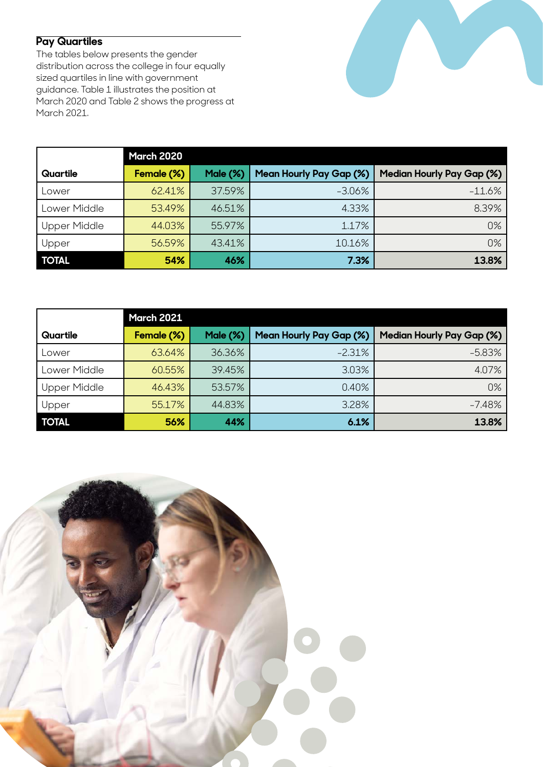## Pay Quartiles

The tables below presents the gender distribution across the college in four equally sized quartiles in line with government guidance. Table 1 illustrates the position at March 2020 and Table 2 shows the progress at March 2021.

| | March 2020 | | | |
|---|---|---|---|---|
| **Quartile** | **Female (%)** | **Male (%)** | **Mean Hourly Pay Gap (%)** | **Median Hourly Pay Gap (%)** |
| Lower | 62.41% | 37.59% | -3.06% | -11.6% |
| Lower Middle | 53.49% | 46.51% | 4.33% | 8.39% |
| Upper Middle | 44.03% | 55.97% | 1.17% | 0% |
| Upper | 56.59% | 43.41% | 10.16% | 0% |
| **TOTAL** | **54%** | **46%** | **7.3%** | **13.8%** |

| | March 2021 | | | |
|---|---|---|---|---|
| **Quartile** | **Female (%)** | **Male (%)** | **Mean Hourly Pay Gap (%)** | **Median Hourly Pay Gap (%)** |
| Lower | 63.64% | 36.36% | -2.31% | -5.83% |
| Lower Middle | 60.55% | 39.45% | 3.03% | 4.07% |
| Upper Middle | 46.43% | 53.57% | 0.40% | 0% |
| Upper | 55.17% | 44.83% | 3.28% | -7.48% |
| **TOTAL** | **56%** | **44%** | **6.1%** | **13.8%** |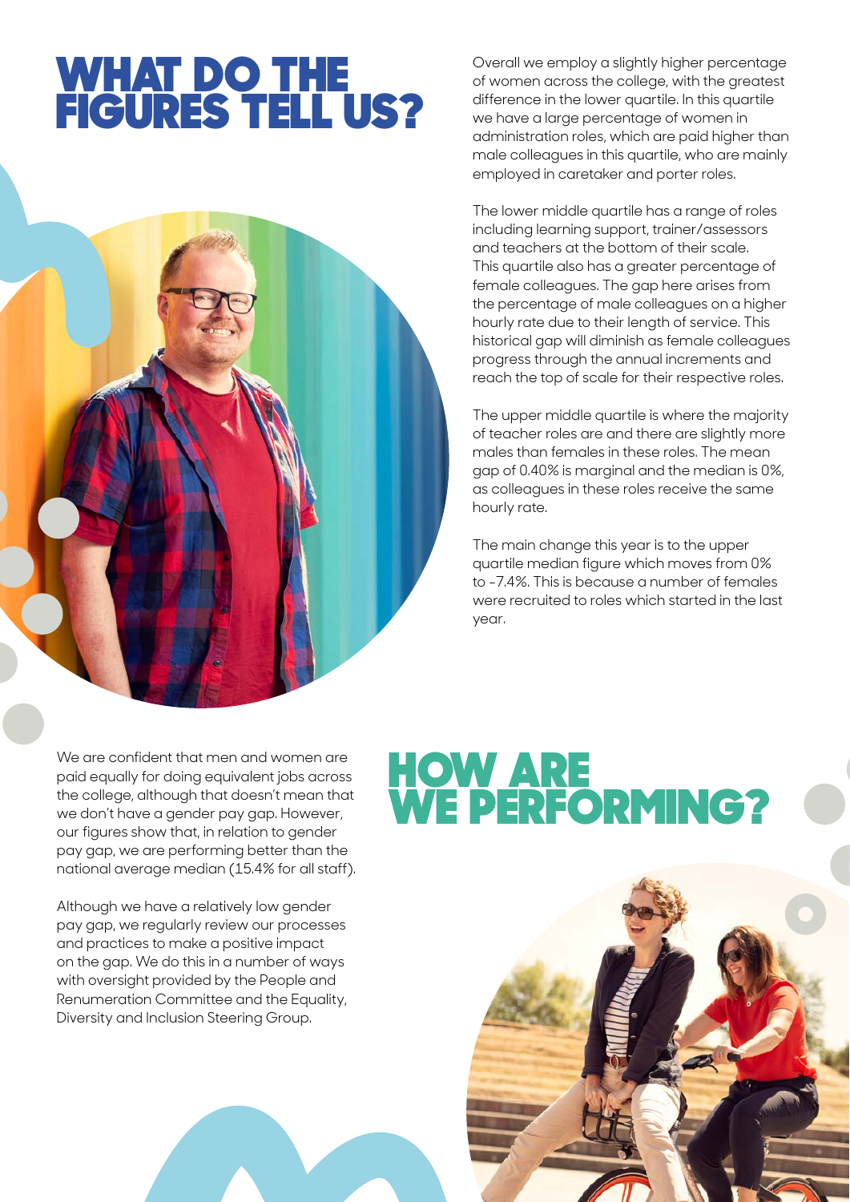# WHAT DO THE FIGURES TELL US?

Overall we employ a slightly higher percentage of women across the college, with the greatest difference in the lower quartile. In this quartile we have a large percentage of women in administration roles, which are paid higher than male colleagues in this quartile, who are mainly employed in caretaker and porter roles.

The lower middle quartile has a range of roles including learning support, trainer/assessors and teachers at the bottom of their scale. This quartile also has a greater percentage of female colleagues. The gap here arises from the percentage of male colleagues on a higher hourly rate due to their length of service. This historical gap will diminish as female colleagues progress through the annual increments and reach the top of scale for their respective roles.

The upper middle quartile is where the majority of teacher roles are and there are slightly more males than females in these roles. The mean gap of 0.40% is marginal and the median is 0%, as colleagues in these roles receive the same hourly rate.

The main change this year is to the upper quartile median figure which moves from 0% to -7.4%. This is because a number of females were recruited to roles which started in the last year.

# HOW ARE WE PERFORMING?

We are confident that men and women are paid equally for doing equivalent jobs across the college, although that doesn't mean that we don't have a gender pay gap. However, our figures show that, in relation to gender pay gap, we are performing better than the national average median (15.4% for all staff).

Although we have a relatively low gender pay gap, we regularly review our processes and practices to make a positive impact on the gap. We do this in a number of ways with oversight provided by the People and Renumeration Committee and the Equality, Diversity and Inclusion Steering Group.